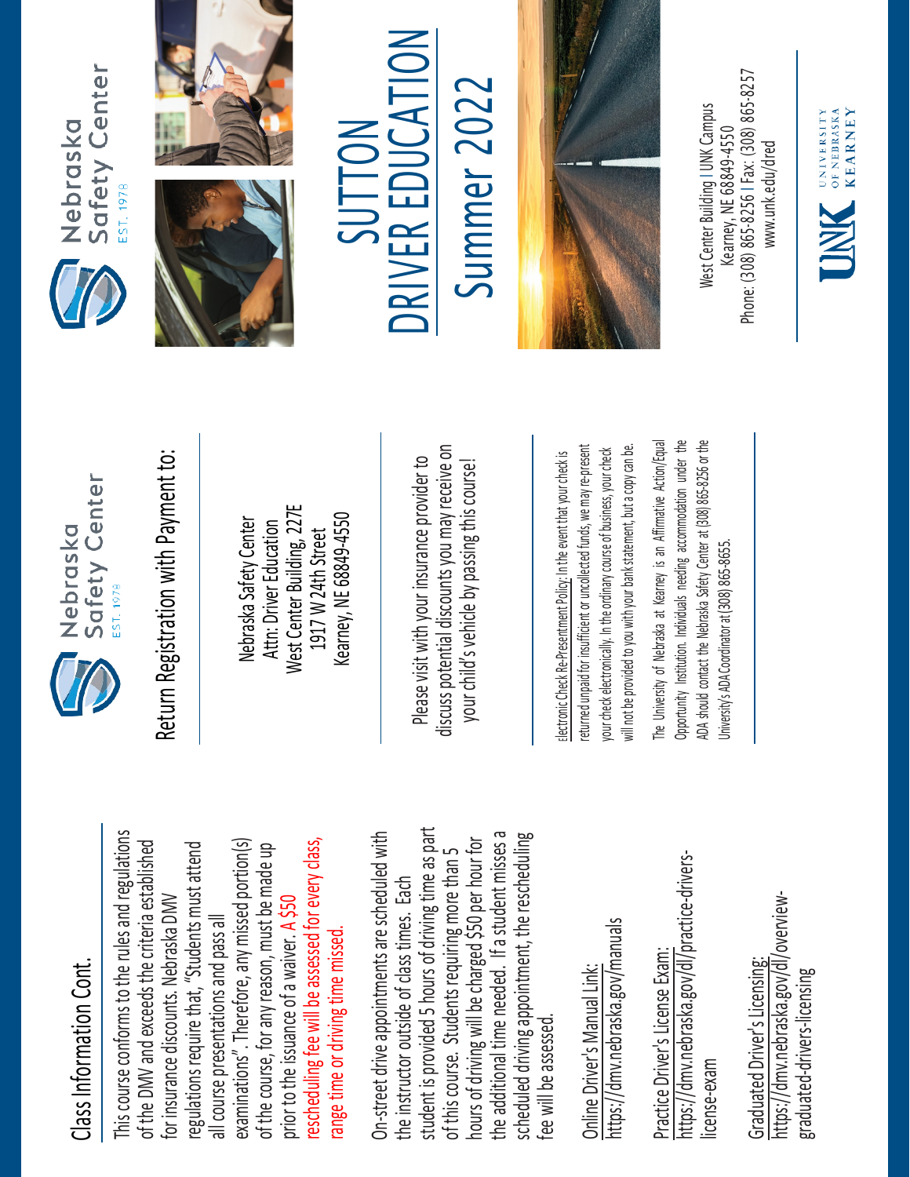## Class Information Cont.

This course conforms to the rules and regulations of the DMV and exceeds the criteria established for insurance discounts. Nebraska DMV regulations require that, "Students must attend all course presentations and pass all examinations". Therefore, any missed portion(s) of the course, for any reason, must be made up prior to the issuance of a waiver. A $50 rescheduling fee will be assessed for every class, range time or driving time missed.

On-street drive appointments are scheduled with the instructor outside of class times. Each student is provided 5 hours of driving time as part of this course. Students requiring more than 5 hours of driving will be charged $50 per hour for the additional time needed. If a student misses a scheduled driving appointment, the rescheduling fee will be assessed.

Online Driver's Manual Link:
https://dmv.nebraska.gov/manuals

Practice Driver's License Exam:
https://dmv.nebraska.gov/dl/practice-drivers-license-exam

Graduated Driver's Licensing:
https://dmv.nebraska.gov/dl/overview-graduated-drivers-licensing

Nebraska Safety Center
EST. 1978

## Return Registration with Payment to:

Nebraska Safety Center
Attn: Driver Education
West Center Building, 227E
1917 W 24th Street
Kearney, NE 68849-4550

Please visit with your insurance provider to discuss potential discounts you may receive on your child's vehicle by passing this course!

Electronic Check Re-Presentment Policy: In the event that your check is returned unpaid for insufficient or uncollected funds, we may re-present your check electronically. In the ordinary course of business, your check will not be provided to you with your bank statement, but a copy can be.

The University of Nebraska at Kearney is an Affirmative Action/Equal Opportunity Institution. Individuals needing accommodation under the ADA should contact the Nebraska Safety Center at (308) 865-8256 or the University's ADA Coordinator at (308) 865-8655.

Nebraska Safety Center
EST. 1978

# SUTTON
# DRIVER EDUCATION
# Summer 2022

West Center Building | UNK Campus
Kearney, NE 68849-4550
Phone: (308) 865-8256 | Fax: (308) 865-8257
www.unk.edu/dred

UNK University of Nebraska Kearney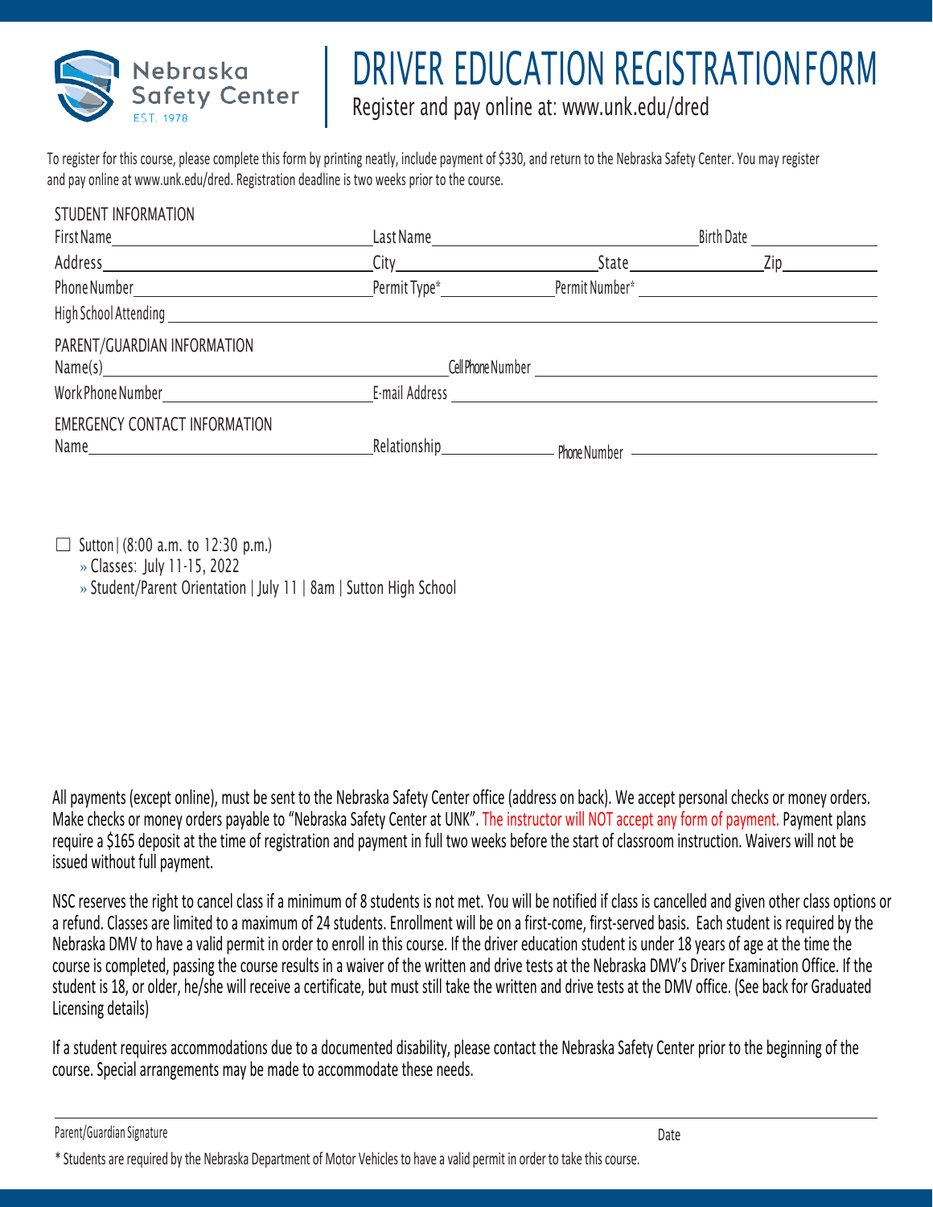Nebraska Safety Center
EST. 1978

# DRIVER EDUCATION REGISTRATION FORM

Register and pay online at: www.unk.edu/dred

To register for this course, please complete this form by printing neatly, include payment of $330, and return to the Nebraska Safety Center. You may register and pay online at www.unk.edu/dred. Registration deadline is two weeks prior to the course.

STUDENT INFORMATION

First Name\_\_\_\_\_\_\_\_\_\_\_\_\_\_\_\_\_\_\_\_ Last Name\_\_\_\_\_\_\_\_\_\_\_\_\_\_\_\_\_\_\_\_ Birth Date \_\_\_\_\_\_\_\_\_\_

Address\_\_\_\_\_\_\_\_\_\_\_\_\_\_\_\_\_\_\_\_ City\_\_\_\_\_\_\_\_\_\_\_\_\_\_\_ State\_\_\_\_\_\_\_\_\_\_ Zip\_\_\_\_\_\_\_\_

Phone Number\_\_\_\_\_\_\_\_\_\_\_\_\_\_\_\_\_\_\_\_ Permit Type*\_\_\_\_\_\_\_\_\_\_ Permit Number* \_\_\_\_\_\_\_\_\_\_\_\_\_\_\_

High School Attending \_\_\_\_\_\_\_\_\_\_\_\_\_\_\_\_\_\_\_\_\_\_\_\_\_\_\_\_\_\_\_\_\_\_\_\_\_\_\_\_

PARENT/GUARDIAN INFORMATION

Name(s)\_\_\_\_\_\_\_\_\_\_\_\_\_\_\_\_\_\_\_\_ Cell Phone Number \_\_\_\_\_\_\_\_\_\_\_\_\_\_\_\_\_\_\_\_

Work Phone Number\_\_\_\_\_\_\_\_\_\_\_\_\_\_\_\_\_\_\_\_ E-mail Address \_\_\_\_\_\_\_\_\_\_\_\_\_\_\_\_\_\_\_\_

EMERGENCY CONTACT INFORMATION

Name\_\_\_\_\_\_\_\_\_\_\_\_\_\_\_\_\_\_\_\_ Relationship\_\_\_\_\_\_\_\_\_\_ Phone Number \_\_\_\_\_\_\_\_\_\_\_\_\_\_\_\_\_\_\_\_

☐ Sutton | (8:00 a.m. to 12:30 p.m.)
- » Classes: July 11-15, 2022
- » Student/Parent Orientation | July 11 | 8am | Sutton High School

All payments (except online), must be sent to the Nebraska Safety Center office (address on back). We accept personal checks or money orders. Make checks or money orders payable to "Nebraska Safety Center at UNK". The instructor will NOT accept any form of payment. Payment plans require a $165 deposit at the time of registration and payment in full two weeks before the start of classroom instruction. Waivers will not be issued without full payment.

NSC reserves the right to cancel class if a minimum of 8 students is not met. You will be notified if class is cancelled and given other class options or a refund. Classes are limited to a maximum of 24 students. Enrollment will be on a first-come, first-served basis. Each student is required by the Nebraska DMV to have a valid permit in order to enroll in this course. If the driver education student is under 18 years of age at the time the course is completed, passing the course results in a waiver of the written and drive tests at the Nebraska DMV's Driver Examination Office. If the student is 18, or older, he/she will receive a certificate, but must still take the written and drive tests at the DMV office. (See back for Graduated Licensing details)

If a student requires accommodations due to a documented disability, please contact the Nebraska Safety Center prior to the beginning of the course. Special arrangements may be made to accommodate these needs.

\_\_\_\_\_\_\_\_\_\_\_\_\_\_\_\_\_\_\_\_\_\_\_\_\_\_\_\_\_\_\_\_\_\_\_\_\_\_\_\_

Parent/Guardian Signature  Date

* Students are required by the Nebraska Department of Motor Vehicles to have a valid permit in order to take this course.